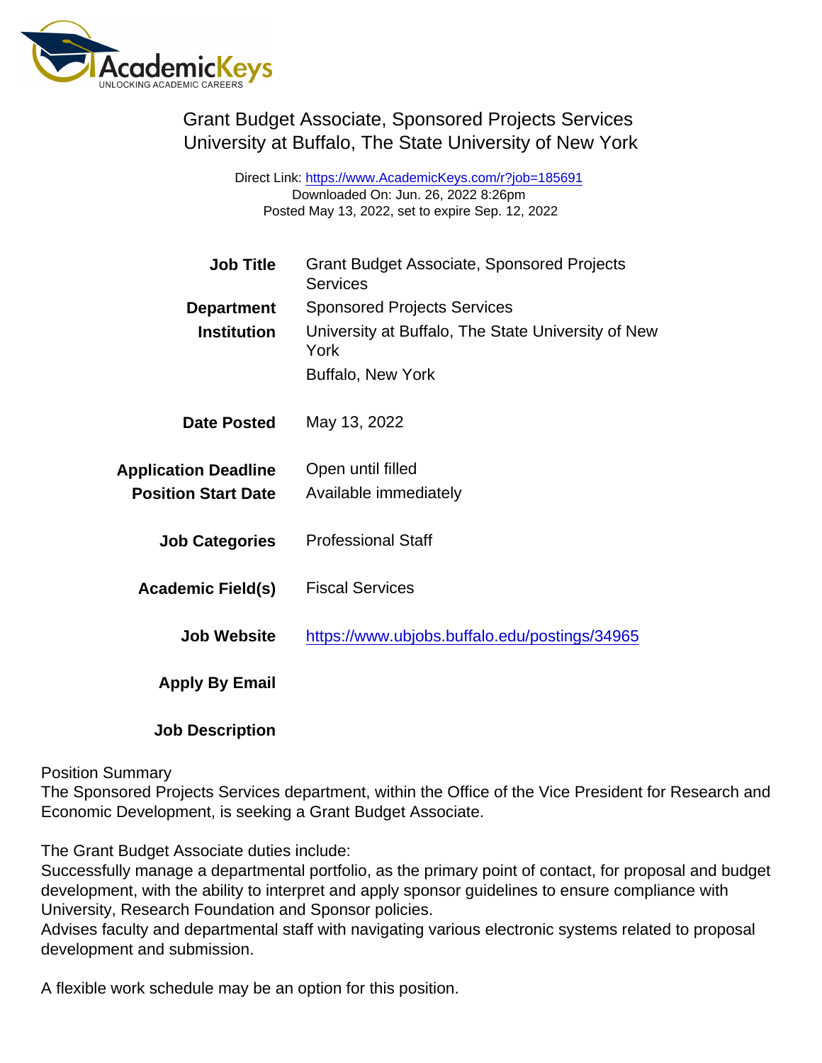AcademicKeys
UNLOCKING ACADEMIC CAREERS

# Grant Budget Associate, Sponsored Projects Services
## University at Buffalo, The State University of New York

Direct Link: https://www.AcademicKeys.com/r?job=185691
Downloaded On: Jun. 26, 2022 8:26pm
Posted May 13, 2022, set to expire Sep. 12, 2022

| | |
|---|---|
| **Job Title** | Grant Budget Associate, Sponsored Projects Services |
| **Department** | Sponsored Projects Services |
| **Institution** | University at Buffalo, The State University of New York<br>Buffalo, New York |
| **Date Posted** | May 13, 2022 |
| **Application Deadline** | Open until filled |
| **Position Start Date** | Available immediately |
| **Job Categories** | Professional Staff |
| **Academic Field(s)** | Fiscal Services |
| **Job Website** | https://www.ubjobs.buffalo.edu/postings/34965 |
| **Apply By Email** | |
| **Job Description** | |

Position Summary
The Sponsored Projects Services department, within the Office of the Vice President for Research and Economic Development, is seeking a Grant Budget Associate.

The Grant Budget Associate duties include:
Successfully manage a departmental portfolio, as the primary point of contact, for proposal and budget development, with the ability to interpret and apply sponsor guidelines to ensure compliance with University, Research Foundation and Sponsor policies.
Advises faculty and departmental staff with navigating various electronic systems related to proposal development and submission.

A flexible work schedule may be an option for this position.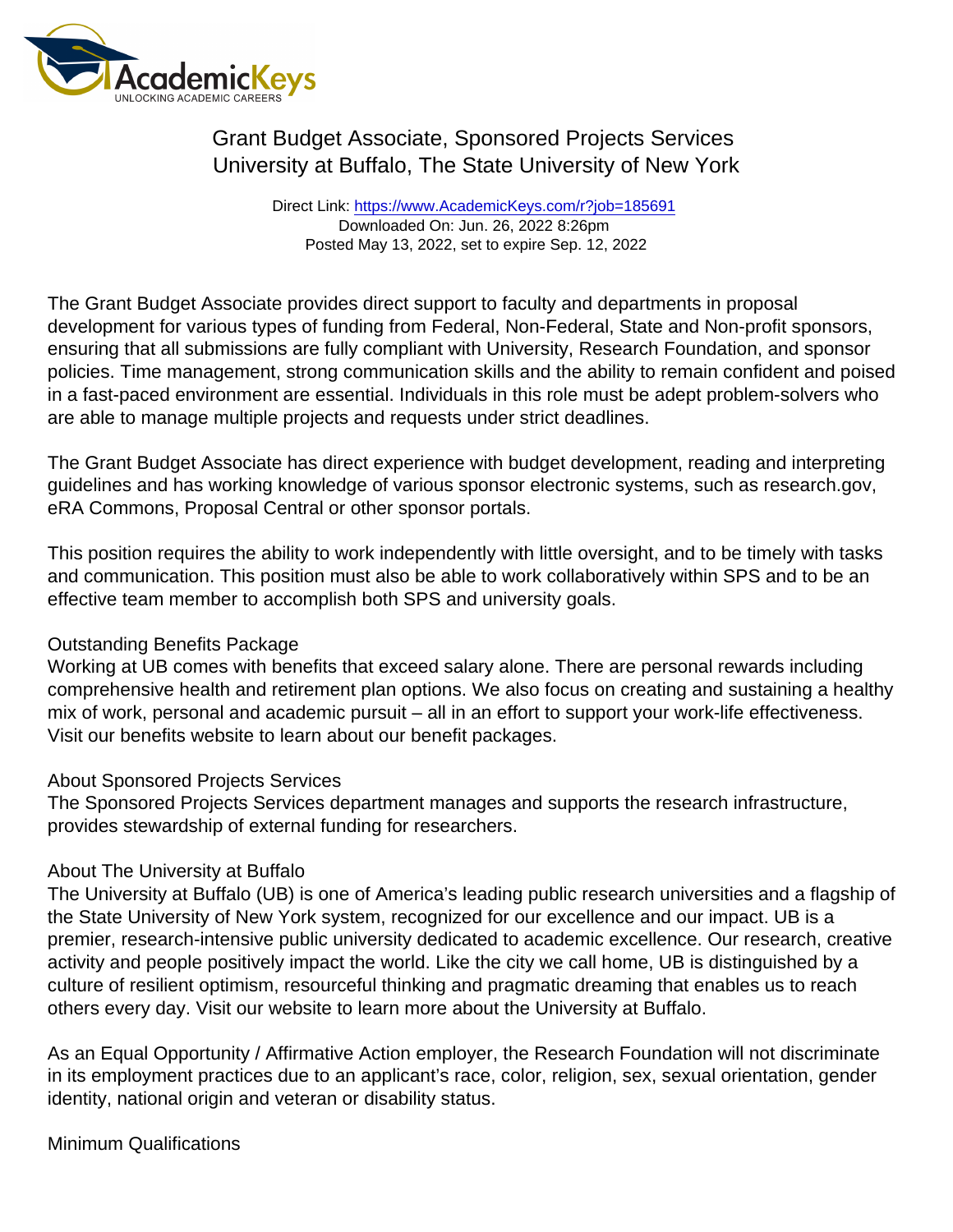# Grant Budget Associate, Sponsored Projects Services
## University at Buffalo, The State University of New York

Direct Link: https://www.AcademicKeys.com/r?job=185691
Downloaded On: Jun. 26, 2022 8:26pm
Posted May 13, 2022, set to expire Sep. 12, 2022

The Grant Budget Associate provides direct support to faculty and departments in proposal development for various types of funding from Federal, Non-Federal, State and Non-profit sponsors, ensuring that all submissions are fully compliant with University, Research Foundation, and sponsor policies. Time management, strong communication skills and the ability to remain confident and poised in a fast-paced environment are essential. Individuals in this role must be adept problem-solvers who are able to manage multiple projects and requests under strict deadlines.

The Grant Budget Associate has direct experience with budget development, reading and interpreting guidelines and has working knowledge of various sponsor electronic systems, such as research.gov, eRA Commons, Proposal Central or other sponsor portals.

This position requires the ability to work independently with little oversight, and to be timely with tasks and communication. This position must also be able to work collaboratively within SPS and to be an effective team member to accomplish both SPS and university goals.

Outstanding Benefits Package
Working at UB comes with benefits that exceed salary alone. There are personal rewards including comprehensive health and retirement plan options. We also focus on creating and sustaining a healthy mix of work, personal and academic pursuit – all in an effort to support your work-life effectiveness. Visit our benefits website to learn about our benefit packages.

About Sponsored Projects Services
The Sponsored Projects Services department manages and supports the research infrastructure, provides stewardship of external funding for researchers.

About The University at Buffalo
The University at Buffalo (UB) is one of America's leading public research universities and a flagship of the State University of New York system, recognized for our excellence and our impact. UB is a premier, research-intensive public university dedicated to academic excellence. Our research, creative activity and people positively impact the world. Like the city we call home, UB is distinguished by a culture of resilient optimism, resourceful thinking and pragmatic dreaming that enables us to reach others every day. Visit our website to learn more about the University at Buffalo.

As an Equal Opportunity / Affirmative Action employer, the Research Foundation will not discriminate in its employment practices due to an applicant's race, color, religion, sex, sexual orientation, gender identity, national origin and veteran or disability status.

Minimum Qualifications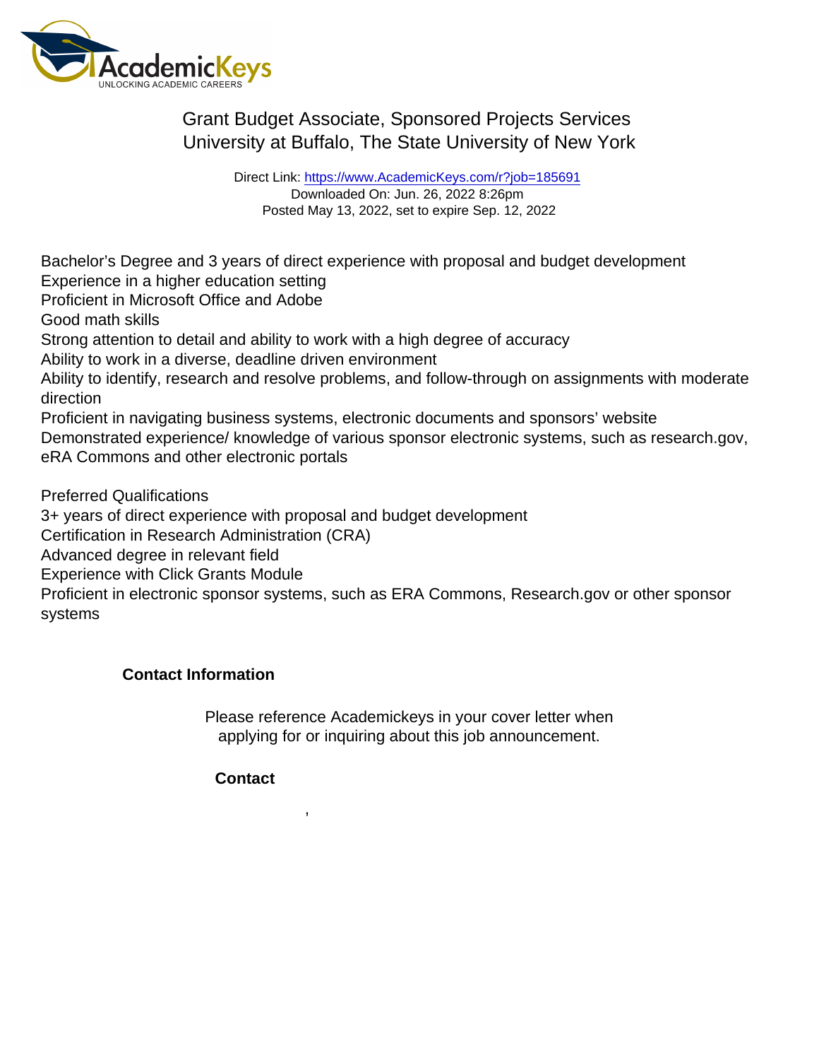Grant Budget Associate, Sponsored Projects Services
University at Buffalo, The State University of New York

Direct Link: https://www.AcademicKeys.com/r?job=185691
Downloaded On: Jun. 26, 2022 8:26pm
Posted May 13, 2022, set to expire Sep. 12, 2022

Bachelor's Degree and 3 years of direct experience with proposal and budget development
Experience in a higher education setting
Proficient in Microsoft Office and Adobe
Good math skills
Strong attention to detail and ability to work with a high degree of accuracy
Ability to work in a diverse, deadline driven environment
Ability to identify, research and resolve problems, and follow-through on assignments with moderate direction
Proficient in navigating business systems, electronic documents and sponsors' website
Demonstrated experience/ knowledge of various sponsor electronic systems, such as research.gov, eRA Commons and other electronic portals

Preferred Qualifications
3+ years of direct experience with proposal and budget development
Certification in Research Administration (CRA)
Advanced degree in relevant field
Experience with Click Grants Module
Proficient in electronic sponsor systems, such as ERA Commons, Research.gov or other sponsor systems

**Contact Information**

Please reference Academickeys in your cover letter when applying for or inquiring about this job announcement.

**Contact**

,